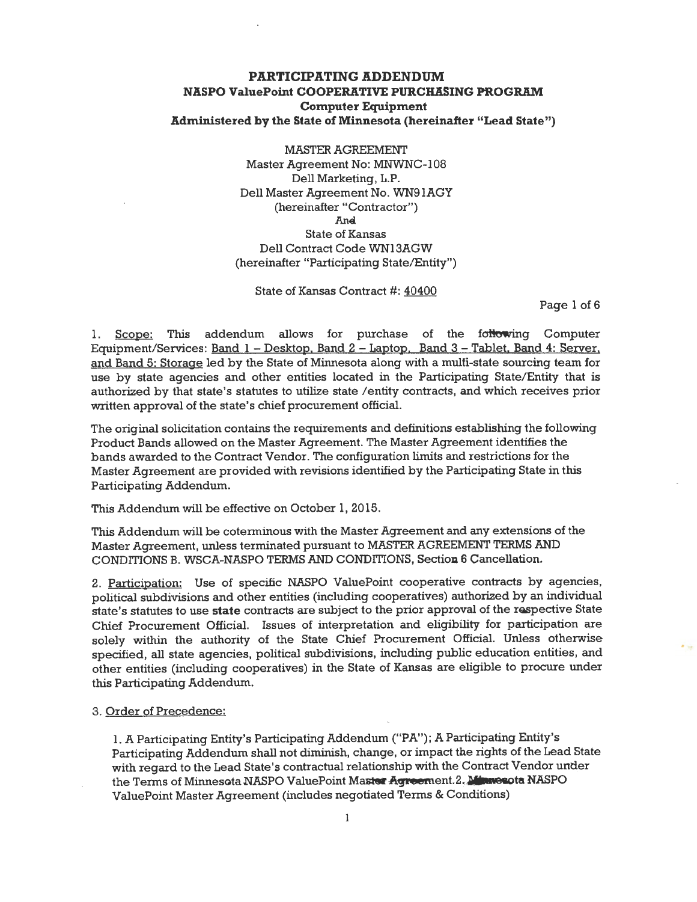# PARTICIPATING ADDENDUM
## NASPO ValuePoint COOPERATIVE PURCHASING PROGRAM
### Computer Equipment
### Administered by the State of Minnesota (hereinafter "Lead State")

MASTER AGREEMENT
Master Agreement No: MNWNC-108
Dell Marketing, L.P.
Dell Master Agreement No. WN91AGY
(hereinafter "Contractor")
And
State of Kansas
Dell Contract Code WN13AGW
(hereinafter "Participating State/Entity")

State of Kansas Contract #: 40400

1. Scope: This addendum allows for purchase of the following Computer Equipment/Services: Band 1 – Desktop, Band 2 – Laptop, Band 3 – Tablet, Band 4: Server, and Band 5: Storage led by the State of Minnesota along with a multi-state sourcing team for use by state agencies and other entities located in the Participating State/Entity that is authorized by that state's statutes to utilize state /entity contracts, and which receives prior written approval of the state's chief procurement official.

The original solicitation contains the requirements and definitions establishing the following Product Bands allowed on the Master Agreement. The Master Agreement identifies the bands awarded to the Contract Vendor. The configuration limits and restrictions for the Master Agreement are provided with revisions identified by the Participating State in this Participating Addendum.

This Addendum will be effective on October 1, 2015.

This Addendum will be coterminous with the Master Agreement and any extensions of the Master Agreement, unless terminated pursuant to MASTER AGREEMENT TERMS AND CONDITIONS B. WSCA-NASPO TERMS AND CONDITIONS, Section 6 Cancellation.

2. Participation: Use of specific NASPO ValuePoint cooperative contracts by agencies, political subdivisions and other entities (including cooperatives) authorized by an individual state's statutes to use **state** contracts are subject to the prior approval of the respective State Chief Procurement Official. Issues of interpretation and eligibility for participation are solely within the authority of the State Chief Procurement Official. Unless otherwise specified, all state agencies, political subdivisions, including public education entities, and other entities (including cooperatives) in the State of Kansas are eligible to procure under this Participating Addendum.

3. Order of Precedence:

1. A Participating Entity's Participating Addendum ("PA"); A Participating Entity's Participating Addendum shall not diminish, change, or impact the rights of the Lead State with regard to the Lead State's contractual relationship with the Contract Vendor under the Terms of Minnesota NASPO ValuePoint Master Agreement.2. Minnesota NASPO ValuePoint Master Agreement (includes negotiated Terms & Conditions)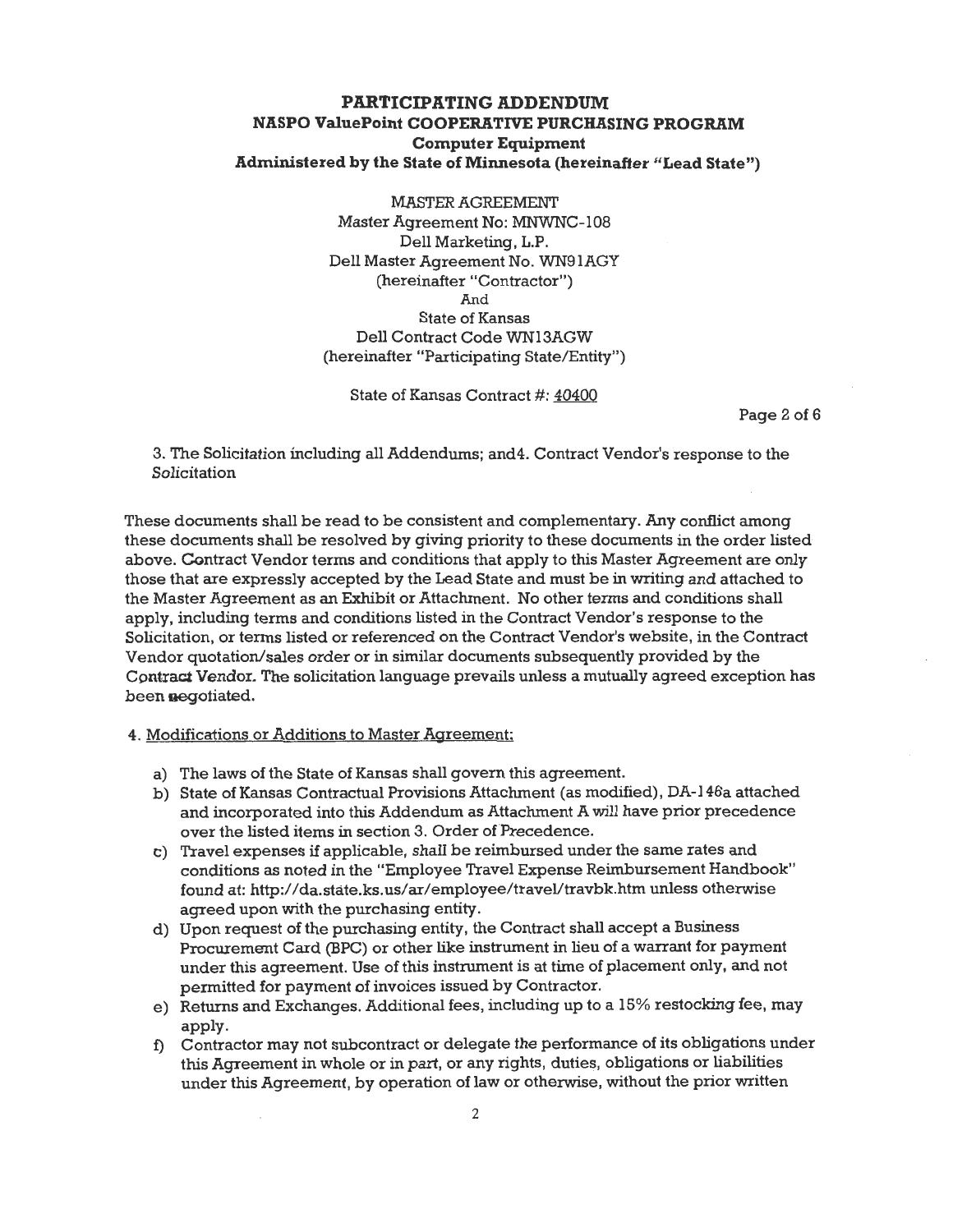# PARTICIPATING ADDENDUM
## NASPO ValuePoint COOPERATIVE PURCHASING PROGRAM
### Computer Equipment
### Administered by the State of Minnesota (hereinafter "Lead State")

MASTER AGREEMENT
Master Agreement No: MNWNC-108
Dell Marketing, L.P.
Dell Master Agreement No. WN91AGY
(hereinafter "Contractor")
And
State of Kansas
Dell Contract Code WN13AGW
(hereinafter "Participating State/Entity")

State of Kansas Contract #: 40400

3. The Solicitation including all Addendums; and4. Contract Vendor's response to the Solicitation

These documents shall be read to be consistent and complementary. Any conflict among these documents shall be resolved by giving priority to these documents in the order listed above. Contract Vendor terms and conditions that apply to this Master Agreement are only those that are expressly accepted by the Lead State and must be in writing and attached to the Master Agreement as an Exhibit or Attachment. No other terms and conditions shall apply, including terms and conditions listed in the Contract Vendor's response to the Solicitation, or terms listed or referenced on the Contract Vendor's website, in the Contract Vendor quotation/sales order or in similar documents subsequently provided by the Contract Vendor. The solicitation language prevails unless a mutually agreed exception has been negotiated.

4. Modifications or Additions to Master Agreement:

a) The laws of the State of Kansas shall govern this agreement.
b) State of Kansas Contractual Provisions Attachment (as modified), DA-146a attached and incorporated into this Addendum as Attachment A will have prior precedence over the listed items in section 3. Order of Precedence.
c) Travel expenses if applicable, shall be reimbursed under the same rates and conditions as noted in the "Employee Travel Expense Reimbursement Handbook" found at: http://da.state.ks.us/ar/employee/travel/travbk.htm unless otherwise agreed upon with the purchasing entity.
d) Upon request of the purchasing entity, the Contract shall accept a Business Procurement Card (BPC) or other like instrument in lieu of a warrant for payment under this agreement. Use of this instrument is at time of placement only, and not permitted for payment of invoices issued by Contractor.
e) Returns and Exchanges. Additional fees, including up to a 15% restocking fee, may apply.
f) Contractor may not subcontract or delegate the performance of its obligations under this Agreement in whole or in part, or any rights, duties, obligations or liabilities under this Agreement, by operation of law or otherwise, without the prior written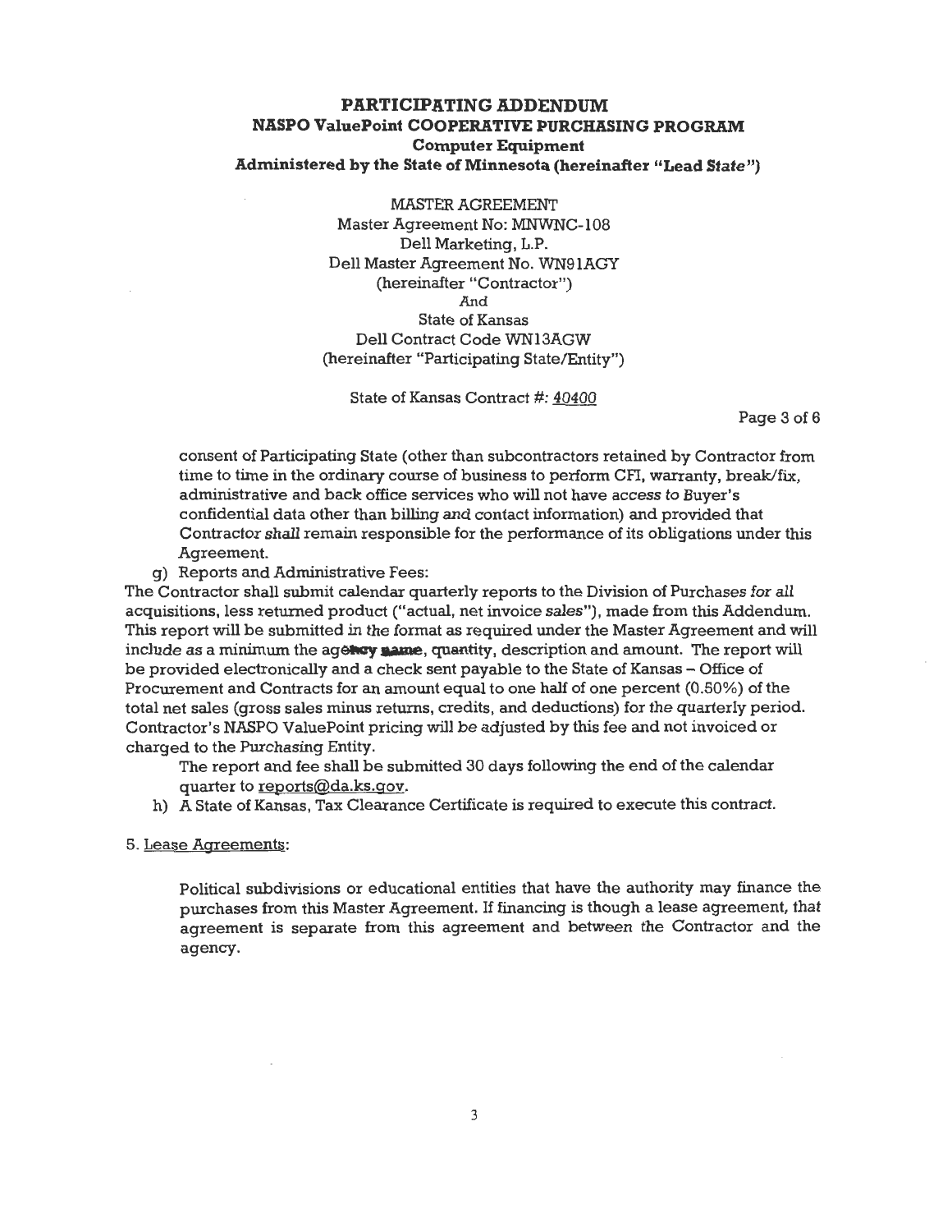consent of Participating State (other than subcontractors retained by Contractor from time to time in the ordinary course of business to perform CFI, warranty, break/fix, administrative and back office services who will not have access to Buyer's confidential data other than billing and contact information) and provided that Contractor shall remain responsible for the performance of its obligations under this Agreement.

g) Reports and Administrative Fees:

The Contractor shall submit calendar quarterly reports to the Division of Purchases for all acquisitions, less returned product ("actual, net invoice sales"), made from this Addendum. This report will be submitted in the format as required under the Master Agreement and will include as a minimum the agency name, quantity, description and amount. The report will be provided electronically and a check sent payable to the State of Kansas – Office of Procurement and Contracts for an amount equal to one half of one percent (0.50%) of the total net sales (gross sales minus returns, credits, and deductions) for the quarterly period. Contractor's NASPO ValuePoint pricing will be adjusted by this fee and not invoiced or charged to the Purchasing Entity.

The report and fee shall be submitted 30 days following the end of the calendar quarter to reports@da.ks.gov.

h) A State of Kansas, Tax Clearance Certificate is required to execute this contract.

5. Lease Agreements:

Political subdivisions or educational entities that have the authority may finance the purchases from this Master Agreement. If financing is though a lease agreement, that agreement is separate from this agreement and between the Contractor and the agency.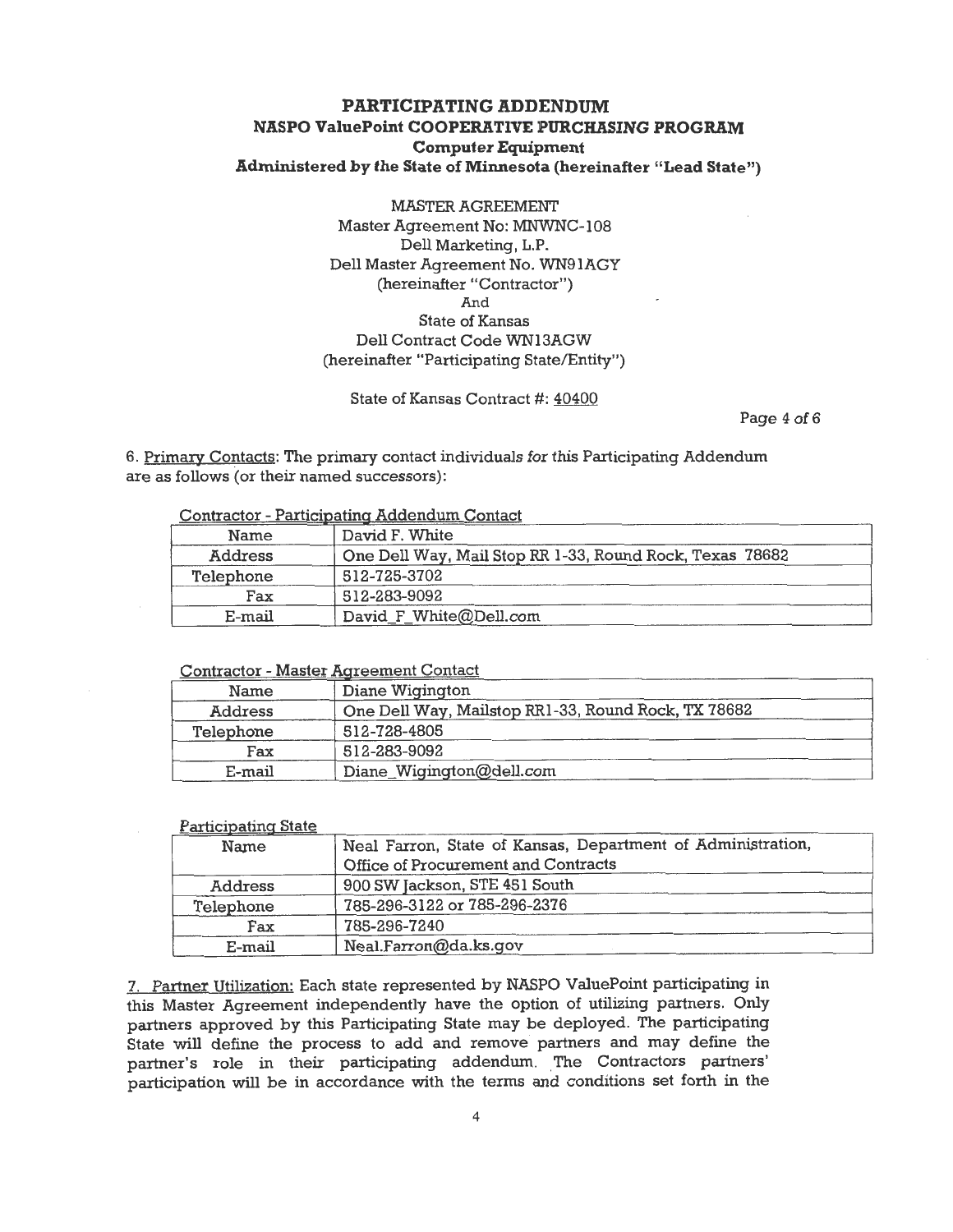# PARTICIPATING ADDENDUM
## NASPO ValuePoint COOPERATIVE PURCHASING PROGRAM
### Computer Equipment
### Administered by the State of Minnesota (hereinafter "Lead State")

MASTER AGREEMENT
Master Agreement No: MNWNC-108
Dell Marketing, L.P.
Dell Master Agreement No. WN91AGY
(hereinafter "Contractor")
And
State of Kansas
Dell Contract Code WN13AGW
(hereinafter "Participating State/Entity")

State of Kansas Contract #: 40400

6. Primary Contacts: The primary contact individuals for this Participating Addendum are as follows (or their named successors):

Contractor - Participating Addendum Contact

| Name | David F. White |
|---|---|
| Address | One Dell Way, Mail Stop RR 1-33, Round Rock, Texas 78682 |
| Telephone | 512-725-3702 |
| Fax | 512-283-9092 |
| E-mail | David_F_White@Dell.com |

Contractor - Master Agreement Contact

| Name | Diane Wigington |
|---|---|
| Address | One Dell Way, Mailstop RR1-33, Round Rock, TX 78682 |
| Telephone | 512-728-4805 |
| Fax | 512-283-9092 |
| E-mail | Diane_Wigington@dell.com |

Participating State

| Name | Neal Farron, State of Kansas, Department of Administration, Office of Procurement and Contracts |
|---|---|
| Address | 900 SW Jackson, STE 451 South |
| Telephone | 785-296-3122 or 785-296-2376 |
| Fax | 785-296-7240 |
| E-mail | Neal.Farron@da.ks.gov |

7. Partner Utilization: Each state represented by NASPO ValuePoint participating in this Master Agreement independently have the option of utilizing partners. Only partners approved by this Participating State may be deployed. The participating State will define the process to add and remove partners and may define the partner's role in their participating addendum. The Contractors partners' participation will be in accordance with the terms and conditions set forth in the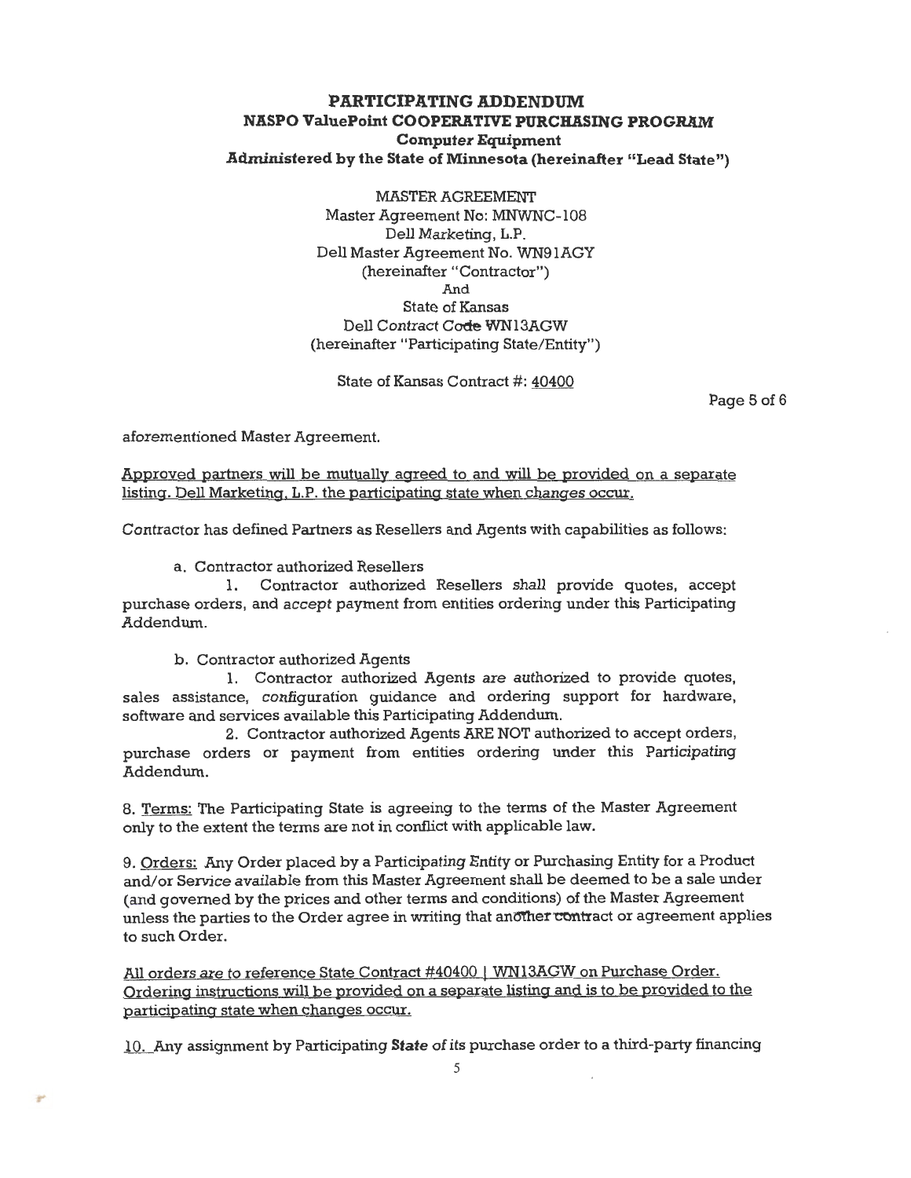# PARTICIPATING ADDENDUM
## NASPO ValuePoint COOPERATIVE PURCHASING PROGRAM
### Computer Equipment
### Administered by the State of Minnesota (hereinafter "Lead State")

MASTER AGREEMENT
Master Agreement No: MNWNC-108
Dell Marketing, L.P.
Dell Master Agreement No. WN91AGY
(hereinafter "Contractor")
And
State of Kansas
Dell Contract Code WN13AGW
(hereinafter "Participating State/Entity")

State of Kansas Contract #: 40400

aforementioned Master Agreement.

Approved partners will be mutually agreed to and will be provided on a separate listing. Dell Marketing, L.P. the participating state when changes occur.

Contractor has defined Partners as Resellers and Agents with capabilities as follows:

a. Contractor authorized Resellers

1. Contractor authorized Resellers shall provide quotes, accept purchase orders, and accept payment from entities ordering under this Participating Addendum.

b. Contractor authorized Agents

1. Contractor authorized Agents are authorized to provide quotes, sales assistance, configuration guidance and ordering support for hardware, software and services available this Participating Addendum.

2. Contractor authorized Agents ARE NOT authorized to accept orders, purchase orders or payment from entities ordering under this Participating Addendum.

8. Terms: The Participating State is agreeing to the terms of the Master Agreement only to the extent the terms are not in conflict with applicable law.

9. Orders: Any Order placed by a Participating Entity or Purchasing Entity for a Product and/or Service available from this Master Agreement shall be deemed to be a sale under (and governed by the prices and other terms and conditions) of the Master Agreement unless the parties to the Order agree in writing that another contract or agreement applies to such Order.

All orders are to reference State Contract #40400 | WN13AGW on Purchase Order. Ordering instructions will be provided on a separate listing and is to be provided to the participating state when changes occur.

10. Any assignment by Participating State of its purchase order to a third-party financing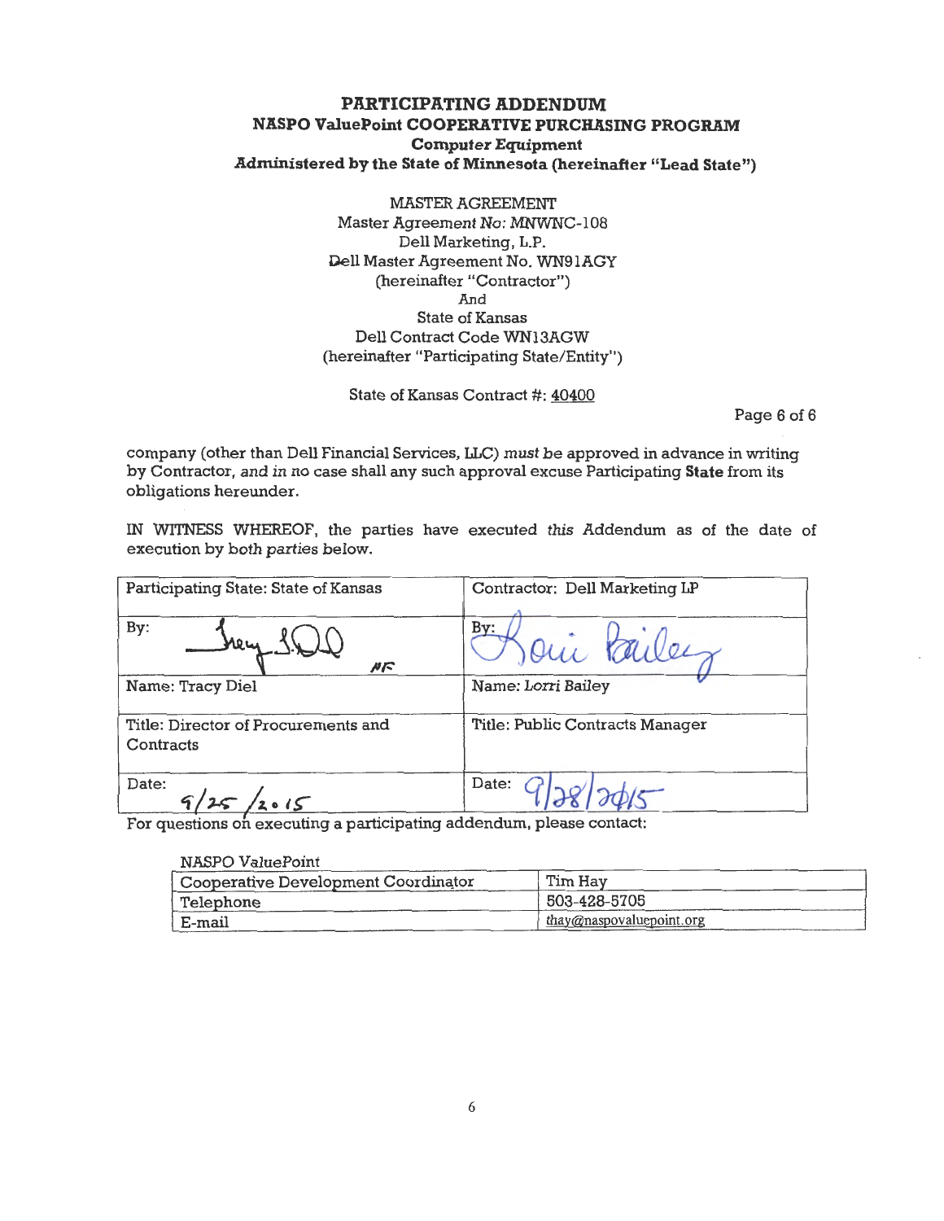# PARTICIPATING ADDENDUM

## NASPO ValuePoint COOPERATIVE PURCHASING PROGRAM

### Computer Equipment

### Administered by the State of Minnesota (hereinafter "Lead State")

MASTER AGREEMENT
Master Agreement No: MNWNC-108
Dell Marketing, L.P.
Dell Master Agreement No. WN91AGY
(hereinafter "Contractor")
And
State of Kansas
Dell Contract Code WN13AGW
(hereinafter "Participating State/Entity")

State of Kansas Contract #: 40400

company (other than Dell Financial Services, LLC) must be approved in advance in writing by Contractor, and in no case shall any such approval excuse Participating **State** from its obligations hereunder.

IN WITNESS WHEREOF, the parties have executed this Addendum as of the date of execution by both parties below.

| Participating State: State of Kansas | Contractor: Dell Marketing LP |
|---|---|
| By: *Tracy Diel* HF | By: *Lorri Bailey* |
| Name: Tracy Diel | Name: Lorri Bailey |
| Title: Director of Procurements and Contracts | Title: Public Contracts Manager |
| Date: 9/25/2015 | Date: 9/28/2015 |

For questions on executing a participating addendum, please contact:

NASPO ValuePoint

| | |
|---|---|
| Cooperative Development Coordinator | Tim Hay |
| Telephone | 503-428-5705 |
| E-mail | thay@naspovaluepoint.org |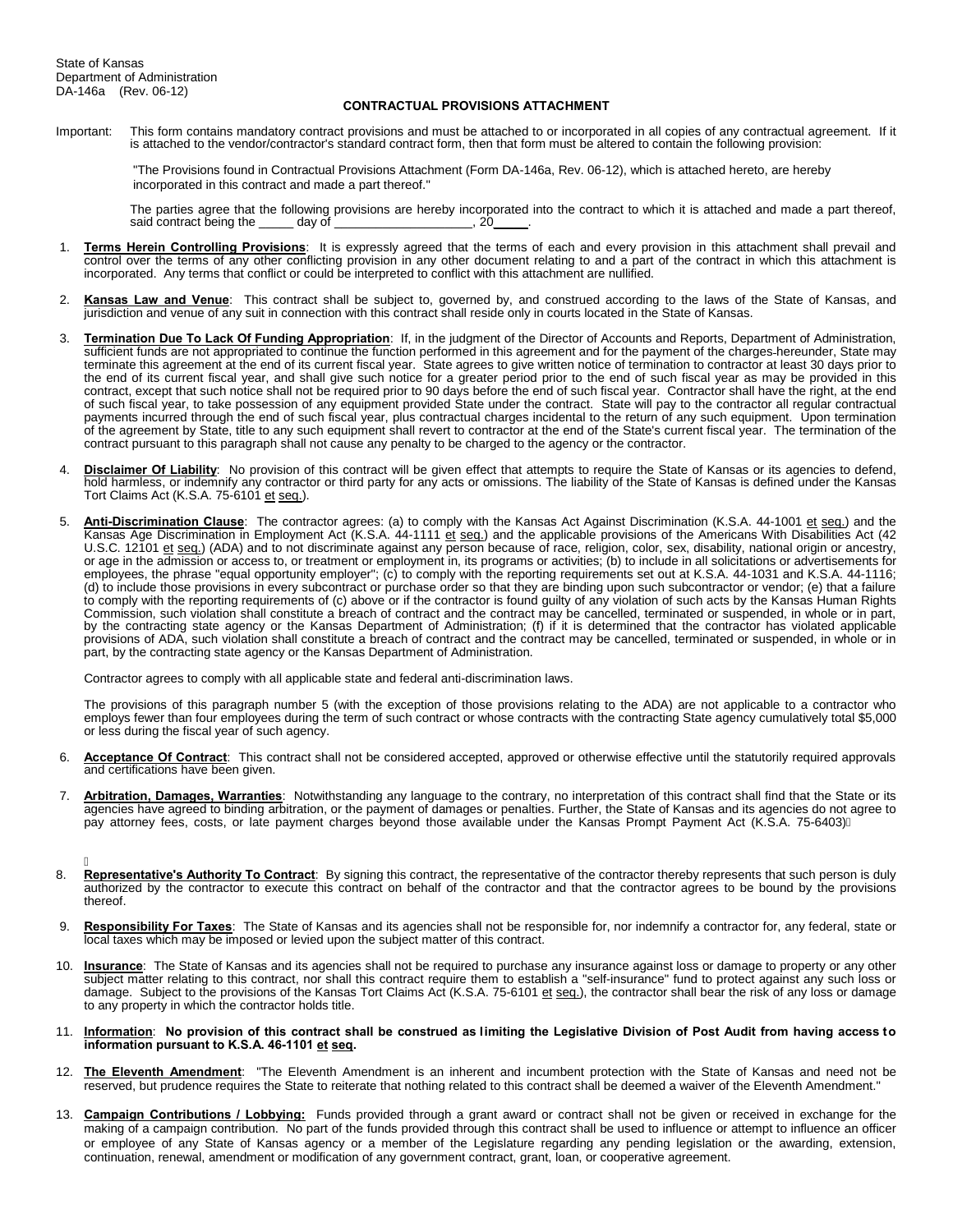State of Kansas
Department of Administration
DA-146a (Rev. 06-12)

# CONTRACTUAL PROVISIONS ATTACHMENT

Important: This form contains mandatory contract provisions and must be attached to or incorporated in all copies of any contractual agreement. If it is attached to the vendor/contractor's standard contract form, then that form must be altered to contain the following provision:

"The Provisions found in Contractual Provisions Attachment (Form DA-146a, Rev. 06-12), which is attached hereto, are hereby incorporated in this contract and made a part thereof."

The parties agree that the following provisions are hereby incorporated into the contract to which it is attached and made a part thereof, said contract being the _____ day of ___________________, 20_____.

1. **Terms Herein Controlling Provisions**: It is expressly agreed that the terms of each and every provision in this attachment shall prevail and control over the terms of any other conflicting provision in any other document relating to and a part of the contract in which this attachment is incorporated. Any terms that conflict or could be interpreted to conflict with this attachment are nullified.

2. **Kansas Law and Venue**: This contract shall be subject to, governed by, and construed according to the laws of the State of Kansas, and jurisdiction and venue of any suit in connection with this contract shall reside only in courts located in the State of Kansas.

3. **Termination Due To Lack Of Funding Appropriation**: If, in the judgment of the Director of Accounts and Reports, Department of Administration, sufficient funds are not appropriated to continue the function performed in this agreement and for the payment of the charges hereunder, State may terminate this agreement at the end of its current fiscal year. State agrees to give written notice of termination to contractor at least 30 days prior to the end of its current fiscal year, and shall give such notice for a greater period prior to the end of such fiscal year as may be provided in this contract, except that such notice shall not be required prior to 90 days before the end of such fiscal year. Contractor shall have the right, at the end of such fiscal year, to take possession of any equipment provided State under the contract. State will pay to the contractor all regular contractual payments incurred through the end of such fiscal year, plus contractual charges incidental to the return of any such equipment. Upon termination of the agreement by State, title to any such equipment shall revert to contractor at the end of the State's current fiscal year. The termination of the contract pursuant to this paragraph shall not cause any penalty to be charged to the agency or the contractor.

4. **Disclaimer Of Liability**: No provision of this contract will be given effect that attempts to require the State of Kansas or its agencies to defend, hold harmless, or indemnify any contractor or third party for any acts or omissions. The liability of the State of Kansas is defined under the Kansas Tort Claims Act (K.S.A. 75-6101 et seq.).

5. **Anti-Discrimination Clause**: The contractor agrees: (a) to comply with the Kansas Act Against Discrimination (K.S.A. 44-1001 et seq.) and the Kansas Age Discrimination in Employment Act (K.S.A. 44-1111 et seq.) and the applicable provisions of the Americans With Disabilities Act (42 U.S.C. 12101 et seq.) (ADA) and to not discriminate against any person because of race, religion, color, sex, disability, national origin or ancestry, or age in the admission or access to, or treatment or employment in, its programs or activities; (b) to include in all solicitations or advertisements for employees, the phrase "equal opportunity employer"; (c) to comply with the reporting requirements set out at K.S.A. 44-1031 and K.S.A. 44-1116; (d) to include those provisions in every subcontract or purchase order so that they are binding upon such subcontractor or vendor; (e) that a failure to comply with the reporting requirements of (c) above or if the contractor is found guilty of any violation of such acts by the Kansas Human Rights Commission, such violation shall constitute a breach of contract and the contract may be cancelled, terminated or suspended, in whole or in part, by the contracting state agency or the Kansas Department of Administration; (f) if it is determined that the contractor has violated applicable provisions of ADA, such violation shall constitute a breach of contract and the contract may be cancelled, terminated or suspended, in whole or in part, by the contracting state agency or the Kansas Department of Administration.

   Contractor agrees to comply with all applicable state and federal anti-discrimination laws.

   The provisions of this paragraph number 5 (with the exception of those provisions relating to the ADA) are not applicable to a contractor who employs fewer than four employees during the term of such contract or whose contracts with the contracting State agency cumulatively total $5,000 or less during the fiscal year of such agency.

6. **Acceptance Of Contract**: This contract shall not be considered accepted, approved or otherwise effective until the statutorily required approvals and certifications have been given.

7. **Arbitration, Damages, Warranties**: Notwithstanding any language to the contrary, no interpretation of this contract shall find that the State or its agencies have agreed to binding arbitration, or the payment of damages or penalties. Further, the State of Kansas and its agencies do not agree to pay attorney fees, costs, or late payment charges beyond those available under the Kansas Prompt Payment Act (K.S.A. 75-6403)

8. **Representative's Authority To Contract**: By signing this contract, the representative of the contractor thereby represents that such person is duly authorized by the contractor to execute this contract on behalf of the contractor and that the contractor agrees to be bound by the provisions thereof.

9. **Responsibility For Taxes**: The State of Kansas and its agencies shall not be responsible for, nor indemnify a contractor for, any federal, state or local taxes which may be imposed or levied upon the subject matter of this contract.

10. **Insurance**: The State of Kansas and its agencies shall not be required to purchase any insurance against loss or damage to property or any other subject matter relating to this contract, nor shall this contract require them to establish a "self-insurance" fund to protect against any such loss or damage. Subject to the provisions of the Kansas Tort Claims Act (K.S.A. 75-6101 et seq.), the contractor shall bear the risk of any loss or damage to any property in which the contractor holds title.

11. **Information**: **No provision of this contract shall be construed as limiting the Legislative Division of Post Audit from having access to information pursuant to K.S.A. 46-1101 et seq.**

12. **The Eleventh Amendment**: "The Eleventh Amendment is an inherent and incumbent protection with the State of Kansas and need not be reserved, but prudence requires the State to reiterate that nothing related to this contract shall be deemed a waiver of the Eleventh Amendment."

13. **Campaign Contributions / Lobbying:** Funds provided through a grant award or contract shall not be given or received in exchange for the making of a campaign contribution. No part of the funds provided through this contract shall be used to influence or attempt to influence an officer or employee of any State of Kansas agency or a member of the Legislature regarding any pending legislation or the awarding, extension, continuation, renewal, amendment or modification of any government contract, grant, loan, or cooperative agreement.